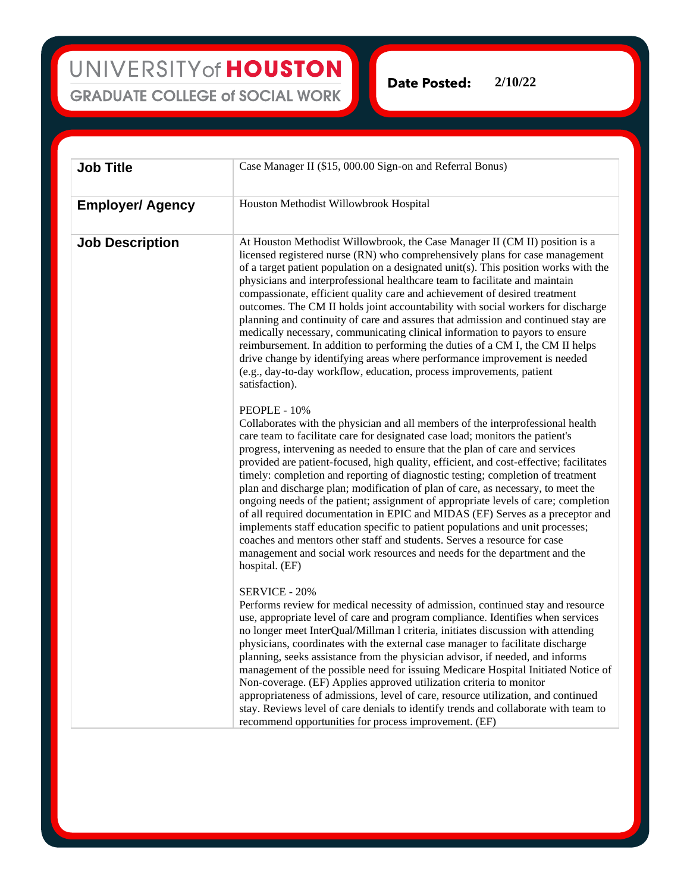UNIVERSITY of HOUSTON
GRADUATE COLLEGE of SOCIAL WORK

**Date Posted:** 2/10/22

| **Job Title** | Case Manager II ($15, 000.00 Sign-on and Referral Bonus) |
|---|---|
| **Employer/ Agency** | Houston Methodist Willowbrook Hospital |
| **Job Description** | At Houston Methodist Willowbrook, the Case Manager II (CM II) position is a licensed registered nurse (RN) who comprehensively plans for case management of a target patient population on a designated unit(s). This position works with the physicians and interprofessional healthcare team to facilitate and maintain compassionate, efficient quality care and achievement of desired treatment outcomes. The CM II holds joint accountability with social workers for discharge planning and continuity of care and assures that admission and continued stay are medically necessary, communicating clinical information to payors to ensure reimbursement. In addition to performing the duties of a CM I, the CM II helps drive change by identifying areas where performance improvement is needed (e.g., day-to-day workflow, education, process improvements, patient satisfaction).<br><br>PEOPLE - 10%<br>Collaborates with the physician and all members of the interprofessional health care team to facilitate care for designated case load; monitors the patient's progress, intervening as needed to ensure that the plan of care and services provided are patient-focused, high quality, efficient, and cost-effective; facilitates timely: completion and reporting of diagnostic testing; completion of treatment plan and discharge plan; modification of plan of care, as necessary, to meet the ongoing needs of the patient; assignment of appropriate levels of care; completion of all required documentation in EPIC and MIDAS (EF) Serves as a preceptor and implements staff education specific to patient populations and unit processes; coaches and mentors other staff and students. Serves a resource for case management and social work resources and needs for the department and the hospital. (EF)<br><br>SERVICE - 20%<br>Performs review for medical necessity of admission, continued stay and resource use, appropriate level of care and program compliance. Identifies when services no longer meet InterQual/Millman l criteria, initiates discussion with attending physicians, coordinates with the external case manager to facilitate discharge planning, seeks assistance from the physician advisor, if needed, and informs management of the possible need for issuing Medicare Hospital Initiated Notice of Non-coverage. (EF) Applies approved utilization criteria to monitor appropriateness of admissions, level of care, resource utilization, and continued stay. Reviews level of care denials to identify trends and collaborate with team to recommend opportunities for process improvement. (EF) |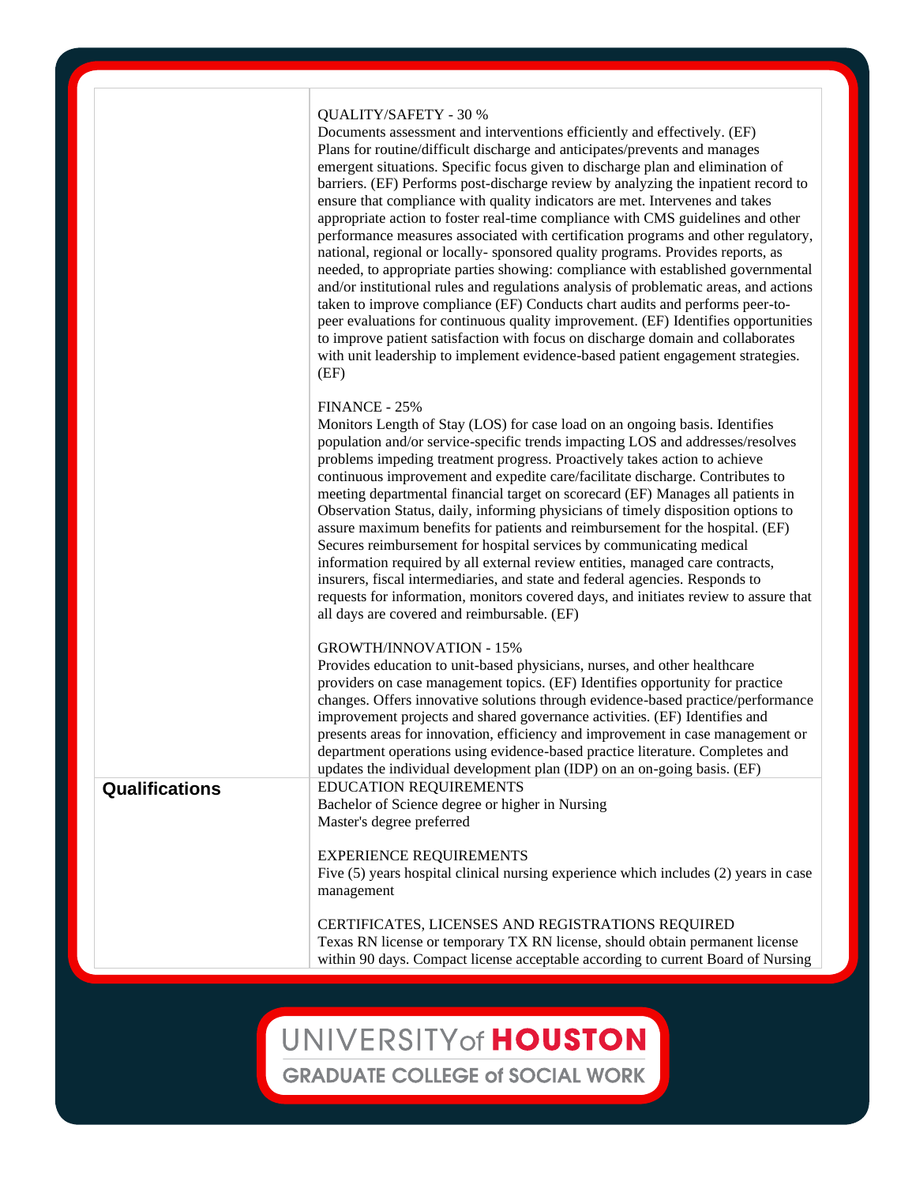| | |
|---|---|
| | QUALITY/SAFETY - 30 %<br>Documents assessment and interventions efficiently and effectively. (EF) Plans for routine/difficult discharge and anticipates/prevents and manages emergent situations. Specific focus given to discharge plan and elimination of barriers. (EF) Performs post-discharge review by analyzing the inpatient record to ensure that compliance with quality indicators are met. Intervenes and takes appropriate action to foster real-time compliance with CMS guidelines and other performance measures associated with certification programs and other regulatory, national, regional or locally- sponsored quality programs. Provides reports, as needed, to appropriate parties showing: compliance with established governmental and/or institutional rules and regulations analysis of problematic areas, and actions taken to improve compliance (EF) Conducts chart audits and performs peer-to-peer evaluations for continuous quality improvement. (EF) Identifies opportunities to improve patient satisfaction with focus on discharge domain and collaborates with unit leadership to implement evidence-based patient engagement strategies. (EF)<br><br>FINANCE - 25%<br>Monitors Length of Stay (LOS) for case load on an ongoing basis. Identifies population and/or service-specific trends impacting LOS and addresses/resolves problems impeding treatment progress. Proactively takes action to achieve continuous improvement and expedite care/facilitate discharge. Contributes to meeting departmental financial target on scorecard (EF) Manages all patients in Observation Status, daily, informing physicians of timely disposition options to assure maximum benefits for patients and reimbursement for the hospital. (EF) Secures reimbursement for hospital services by communicating medical information required by all external review entities, managed care contracts, insurers, fiscal intermediaries, and state and federal agencies. Responds to requests for information, monitors covered days, and initiates review to assure that all days are covered and reimbursable. (EF)<br><br>GROWTH/INNOVATION - 15%<br>Provides education to unit-based physicians, nurses, and other healthcare providers on case management topics. (EF) Identifies opportunity for practice changes. Offers innovative solutions through evidence-based practice/performance improvement projects and shared governance activities. (EF) Identifies and presents areas for innovation, efficiency and improvement in case management or department operations using evidence-based practice literature. Completes and updates the individual development plan (IDP) on an on-going basis. (EF) |
| **Qualifications** | EDUCATION REQUIREMENTS<br>Bachelor of Science degree or higher in Nursing<br>Master's degree preferred<br><br>EXPERIENCE REQUIREMENTS<br>Five (5) years hospital clinical nursing experience which includes (2) years in case management<br><br>CERTIFICATES, LICENSES AND REGISTRATIONS REQUIRED<br>Texas RN license or temporary TX RN license, should obtain permanent license within 90 days. Compact license acceptable according to current Board of Nursing |

UNIVERSITY of HOUSTON
GRADUATE COLLEGE of SOCIAL WORK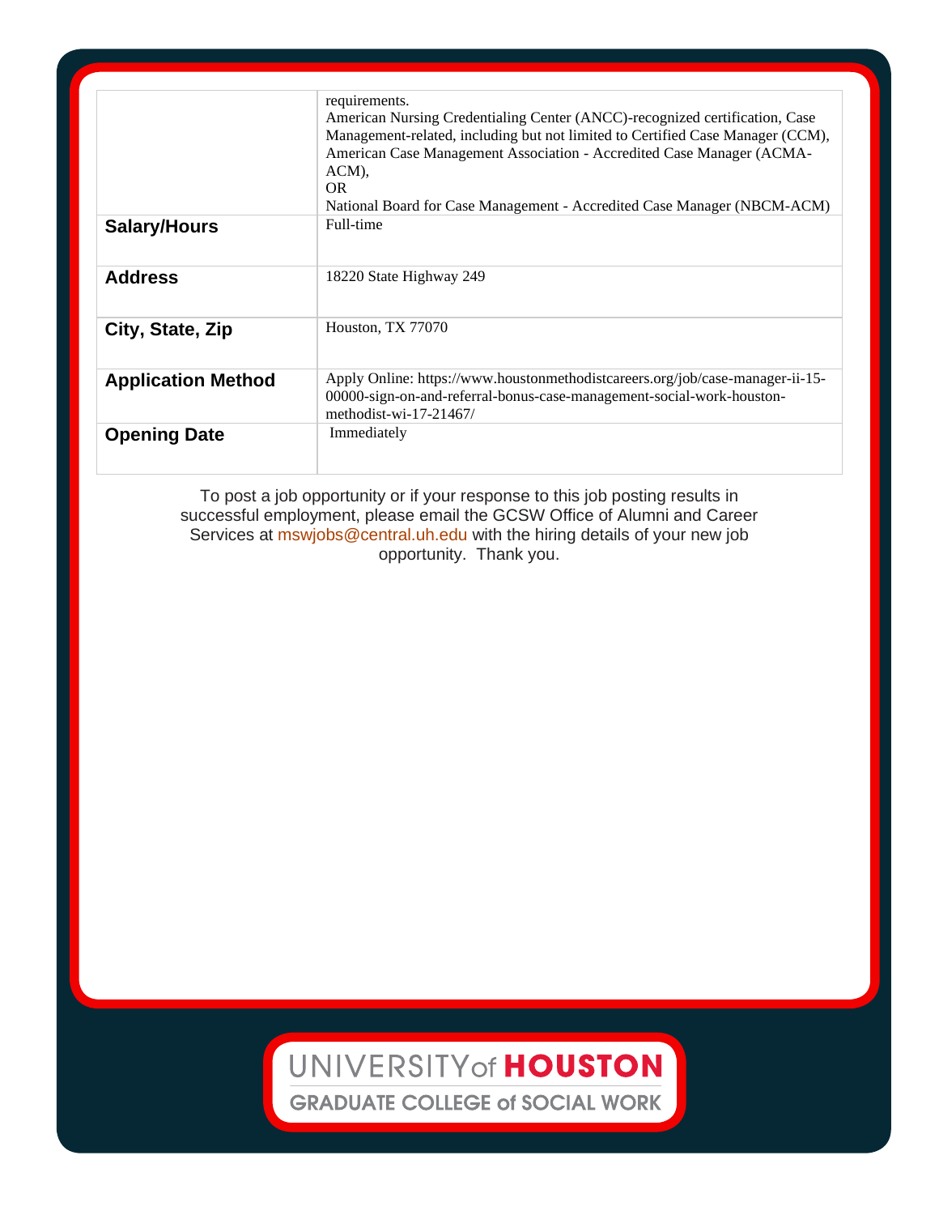| | |
|---|---|
| | requirements.<br>American Nursing Credentialing Center (ANCC)-recognized certification, Case Management-related, including but not limited to Certified Case Manager (CCM), American Case Management Association - Accredited Case Manager (ACMA-ACM),<br>OR<br>National Board for Case Management - Accredited Case Manager (NBCM-ACM) |
| **Salary/Hours** | Full-time |
| **Address** | 18220 State Highway 249 |
| **City, State, Zip** | Houston, TX 77070 |
| **Application Method** | Apply Online: https://www.houstonmethodistcareers.org/job/case-manager-ii-15-00000-sign-on-and-referral-bonus-case-management-social-work-houston-methodist-wi-17-21467/ |
| **Opening Date** | Immediately |

To post a job opportunity or if your response to this job posting results in successful employment, please email the GCSW Office of Alumni and Career Services at mswjobs@central.uh.edu with the hiring details of your new job opportunity. Thank you.

UNIVERSITY of HOUSTON
GRADUATE COLLEGE of SOCIAL WORK